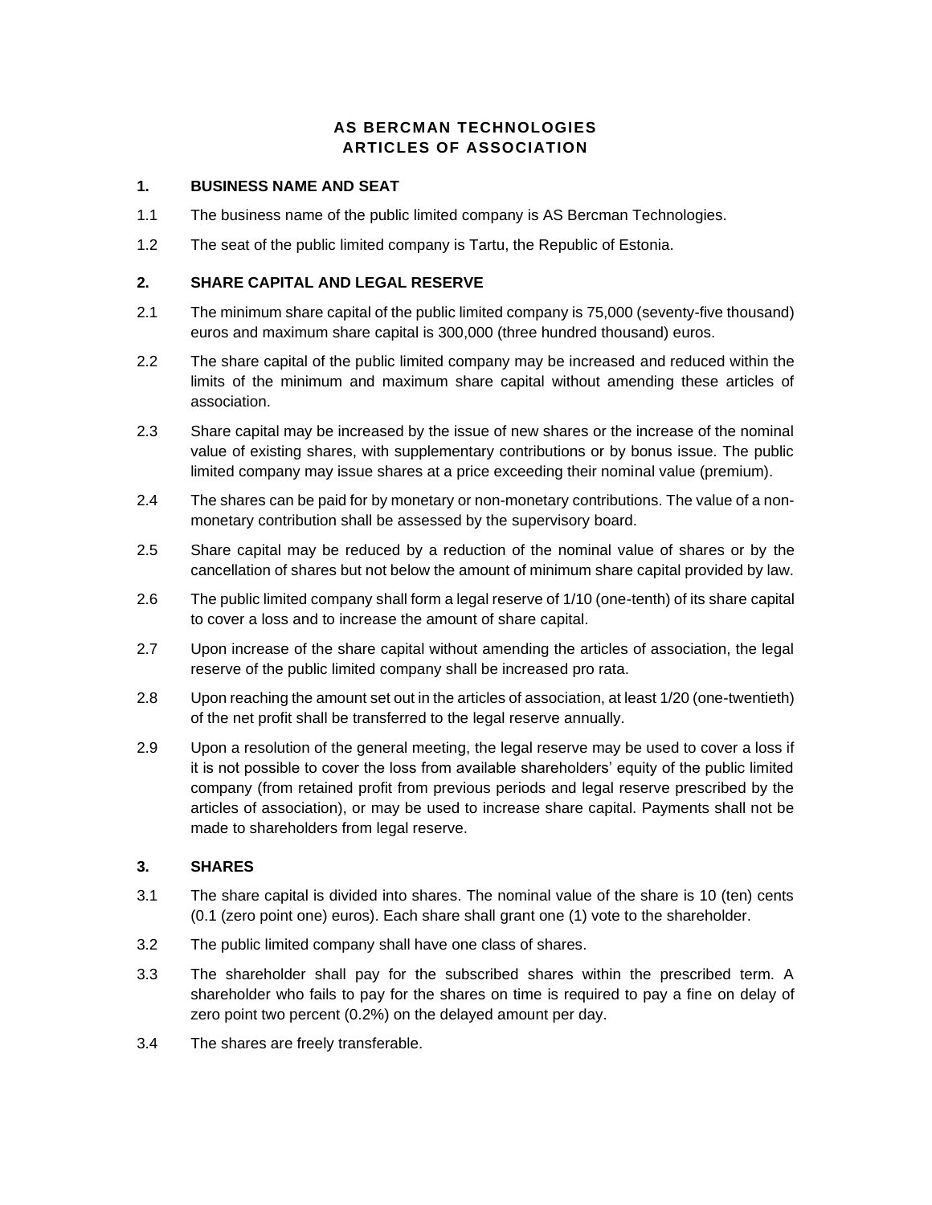# AS BERCMAN TECHNOLOGIES
# ARTICLES OF ASSOCIATION

## 1. BUSINESS NAME AND SEAT

1.1 The business name of the public limited company is AS Bercman Technologies.

1.2 The seat of the public limited company is Tartu, the Republic of Estonia.

## 2. SHARE CAPITAL AND LEGAL RESERVE

2.1 The minimum share capital of the public limited company is 75,000 (seventy-five thousand) euros and maximum share capital is 300,000 (three hundred thousand) euros.

2.2 The share capital of the public limited company may be increased and reduced within the limits of the minimum and maximum share capital without amending these articles of association.

2.3 Share capital may be increased by the issue of new shares or the increase of the nominal value of existing shares, with supplementary contributions or by bonus issue. The public limited company may issue shares at a price exceeding their nominal value (premium).

2.4 The shares can be paid for by monetary or non-monetary contributions. The value of a non-monetary contribution shall be assessed by the supervisory board.

2.5 Share capital may be reduced by a reduction of the nominal value of shares or by the cancellation of shares but not below the amount of minimum share capital provided by law.

2.6 The public limited company shall form a legal reserve of 1/10 (one-tenth) of its share capital to cover a loss and to increase the amount of share capital.

2.7 Upon increase of the share capital without amending the articles of association, the legal reserve of the public limited company shall be increased pro rata.

2.8 Upon reaching the amount set out in the articles of association, at least 1/20 (one-twentieth) of the net profit shall be transferred to the legal reserve annually.

2.9 Upon a resolution of the general meeting, the legal reserve may be used to cover a loss if it is not possible to cover the loss from available shareholders' equity of the public limited company (from retained profit from previous periods and legal reserve prescribed by the articles of association), or may be used to increase share capital. Payments shall not be made to shareholders from legal reserve.

## 3. SHARES

3.1 The share capital is divided into shares. The nominal value of the share is 10 (ten) cents (0.1 (zero point one) euros). Each share shall grant one (1) vote to the shareholder.

3.2 The public limited company shall have one class of shares.

3.3 The shareholder shall pay for the subscribed shares within the prescribed term. A shareholder who fails to pay for the shares on time is required to pay a fine on delay of zero point two percent (0.2%) on the delayed amount per day.

3.4 The shares are freely transferable.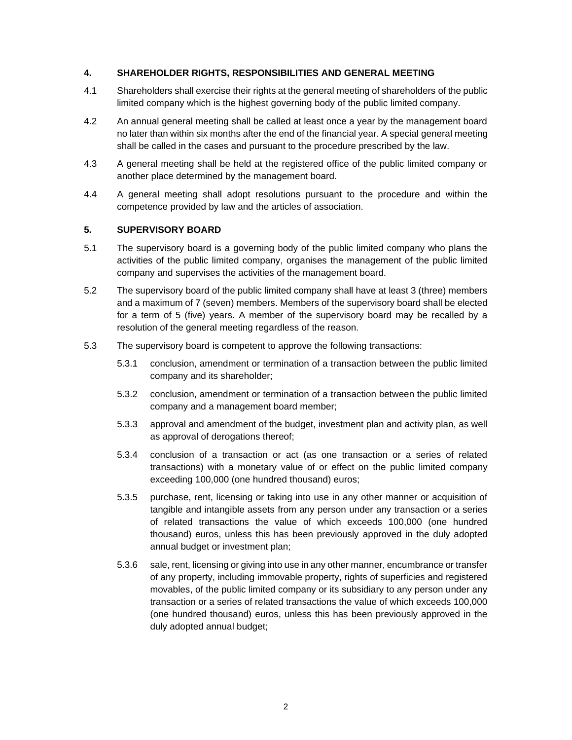## 4. SHAREHOLDER RIGHTS, RESPONSIBILITIES AND GENERAL MEETING

4.1 Shareholders shall exercise their rights at the general meeting of shareholders of the public limited company which is the highest governing body of the public limited company.

4.2 An annual general meeting shall be called at least once a year by the management board no later than within six months after the end of the financial year. A special general meeting shall be called in the cases and pursuant to the procedure prescribed by the law.

4.3 A general meeting shall be held at the registered office of the public limited company or another place determined by the management board.

4.4 A general meeting shall adopt resolutions pursuant to the procedure and within the competence provided by law and the articles of association.

## 5. SUPERVISORY BOARD

5.1 The supervisory board is a governing body of the public limited company who plans the activities of the public limited company, organises the management of the public limited company and supervises the activities of the management board.

5.2 The supervisory board of the public limited company shall have at least 3 (three) members and a maximum of 7 (seven) members. Members of the supervisory board shall be elected for a term of 5 (five) years. A member of the supervisory board may be recalled by a resolution of the general meeting regardless of the reason.

5.3 The supervisory board is competent to approve the following transactions:

5.3.1 conclusion, amendment or termination of a transaction between the public limited company and its shareholder;

5.3.2 conclusion, amendment or termination of a transaction between the public limited company and a management board member;

5.3.3 approval and amendment of the budget, investment plan and activity plan, as well as approval of derogations thereof;

5.3.4 conclusion of a transaction or act (as one transaction or a series of related transactions) with a monetary value of or effect on the public limited company exceeding 100,000 (one hundred thousand) euros;

5.3.5 purchase, rent, licensing or taking into use in any other manner or acquisition of tangible and intangible assets from any person under any transaction or a series of related transactions the value of which exceeds 100,000 (one hundred thousand) euros, unless this has been previously approved in the duly adopted annual budget or investment plan;

5.3.6 sale, rent, licensing or giving into use in any other manner, encumbrance or transfer of any property, including immovable property, rights of superficies and registered movables, of the public limited company or its subsidiary to any person under any transaction or a series of related transactions the value of which exceeds 100,000 (one hundred thousand) euros, unless this has been previously approved in the duly adopted annual budget;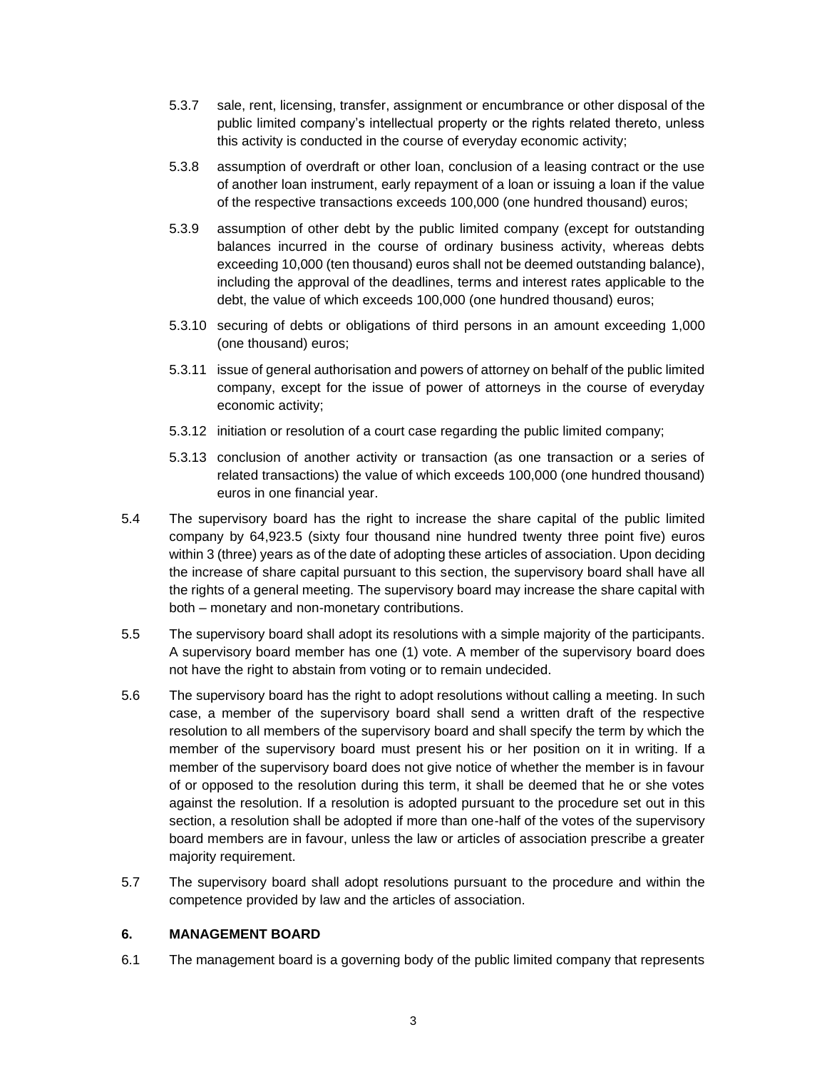5.3.7 sale, rent, licensing, transfer, assignment or encumbrance or other disposal of the public limited company's intellectual property or the rights related thereto, unless this activity is conducted in the course of everyday economic activity;

5.3.8 assumption of overdraft or other loan, conclusion of a leasing contract or the use of another loan instrument, early repayment of a loan or issuing a loan if the value of the respective transactions exceeds 100,000 (one hundred thousand) euros;

5.3.9 assumption of other debt by the public limited company (except for outstanding balances incurred in the course of ordinary business activity, whereas debts exceeding 10,000 (ten thousand) euros shall not be deemed outstanding balance), including the approval of the deadlines, terms and interest rates applicable to the debt, the value of which exceeds 100,000 (one hundred thousand) euros;

5.3.10 securing of debts or obligations of third persons in an amount exceeding 1,000 (one thousand) euros;

5.3.11 issue of general authorisation and powers of attorney on behalf of the public limited company, except for the issue of power of attorneys in the course of everyday economic activity;

5.3.12 initiation or resolution of a court case regarding the public limited company;

5.3.13 conclusion of another activity or transaction (as one transaction or a series of related transactions) the value of which exceeds 100,000 (one hundred thousand) euros in one financial year.

5.4 The supervisory board has the right to increase the share capital of the public limited company by 64,923.5 (sixty four thousand nine hundred twenty three point five) euros within 3 (three) years as of the date of adopting these articles of association. Upon deciding the increase of share capital pursuant to this section, the supervisory board shall have all the rights of a general meeting. The supervisory board may increase the share capital with both – monetary and non-monetary contributions.

5.5 The supervisory board shall adopt its resolutions with a simple majority of the participants. A supervisory board member has one (1) vote. A member of the supervisory board does not have the right to abstain from voting or to remain undecided.

5.6 The supervisory board has the right to adopt resolutions without calling a meeting. In such case, a member of the supervisory board shall send a written draft of the respective resolution to all members of the supervisory board and shall specify the term by which the member of the supervisory board must present his or her position on it in writing. If a member of the supervisory board does not give notice of whether the member is in favour of or opposed to the resolution during this term, it shall be deemed that he or she votes against the resolution. If a resolution is adopted pursuant to the procedure set out in this section, a resolution shall be adopted if more than one-half of the votes of the supervisory board members are in favour, unless the law or articles of association prescribe a greater majority requirement.

5.7 The supervisory board shall adopt resolutions pursuant to the procedure and within the competence provided by law and the articles of association.

## 6. MANAGEMENT BOARD

6.1 The management board is a governing body of the public limited company that represents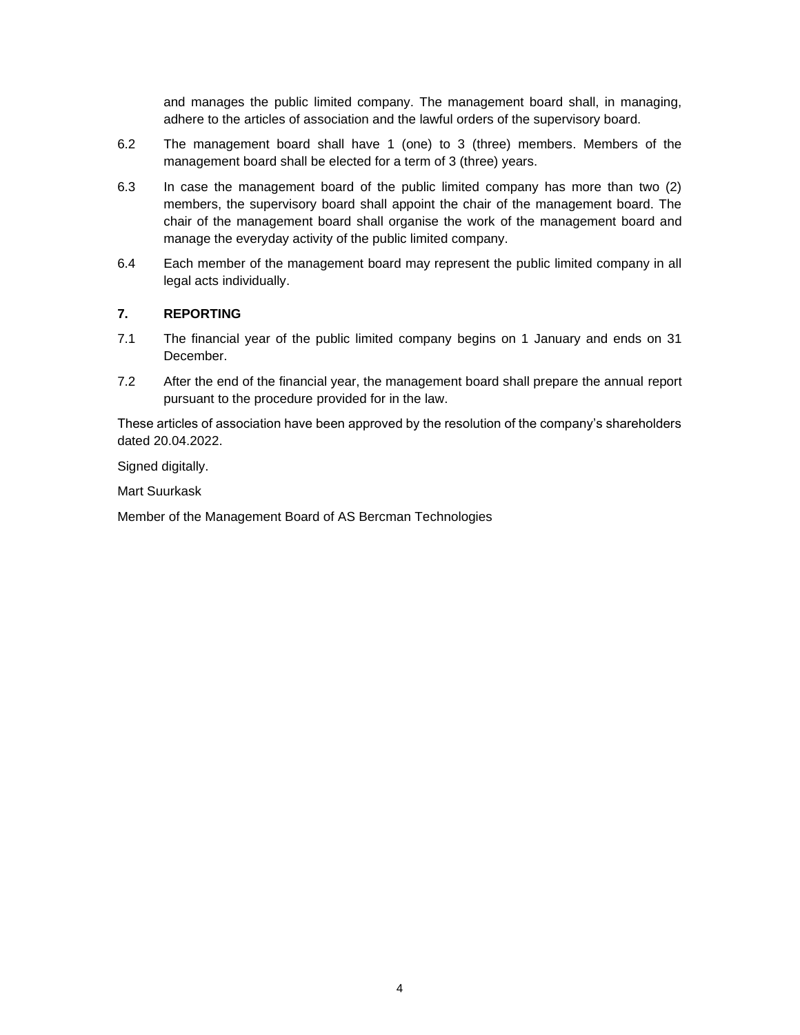and manages the public limited company. The management board shall, in managing, adhere to the articles of association and the lawful orders of the supervisory board.

6.2 The management board shall have 1 (one) to 3 (three) members. Members of the management board shall be elected for a term of 3 (three) years.

6.3 In case the management board of the public limited company has more than two (2) members, the supervisory board shall appoint the chair of the management board. The chair of the management board shall organise the work of the management board and manage the everyday activity of the public limited company.

6.4 Each member of the management board may represent the public limited company in all legal acts individually.

## 7. REPORTING

7.1 The financial year of the public limited company begins on 1 January and ends on 31 December.

7.2 After the end of the financial year, the management board shall prepare the annual report pursuant to the procedure provided for in the law.

These articles of association have been approved by the resolution of the company's shareholders dated 20.04.2022.

Signed digitally.

Mart Suurkask

Member of the Management Board of AS Bercman Technologies